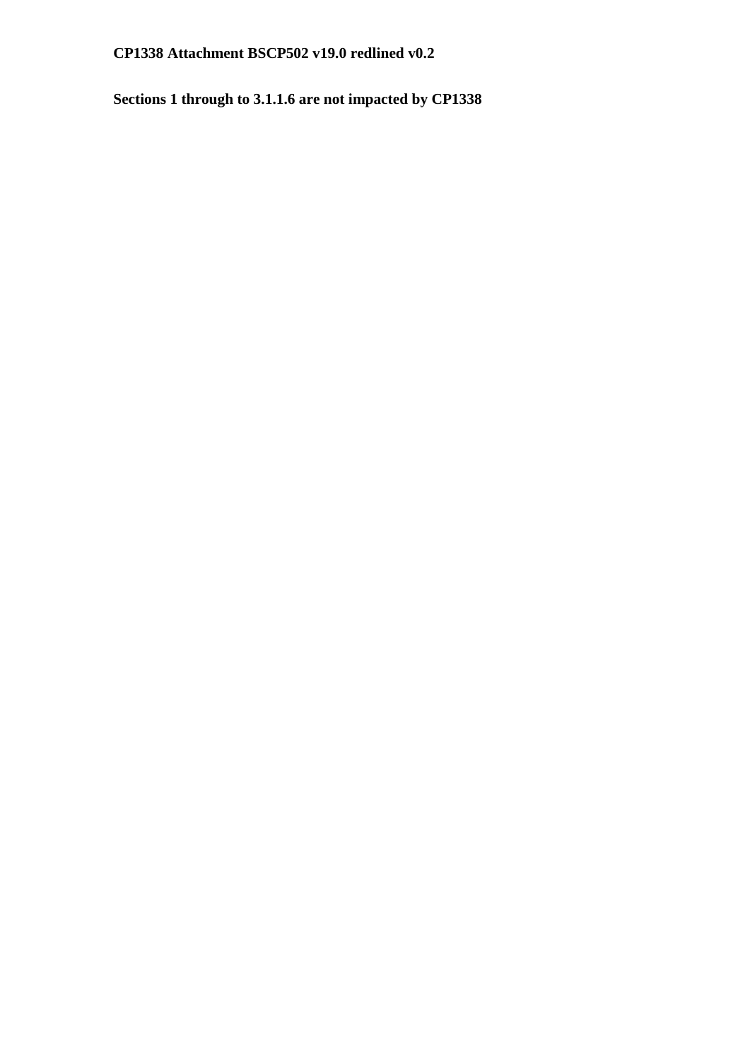**CP1338 Attachment BSCP502 v19.0 redlined v0.2**

**Sections 1 through to 3.1.1.6 are not impacted by CP1338**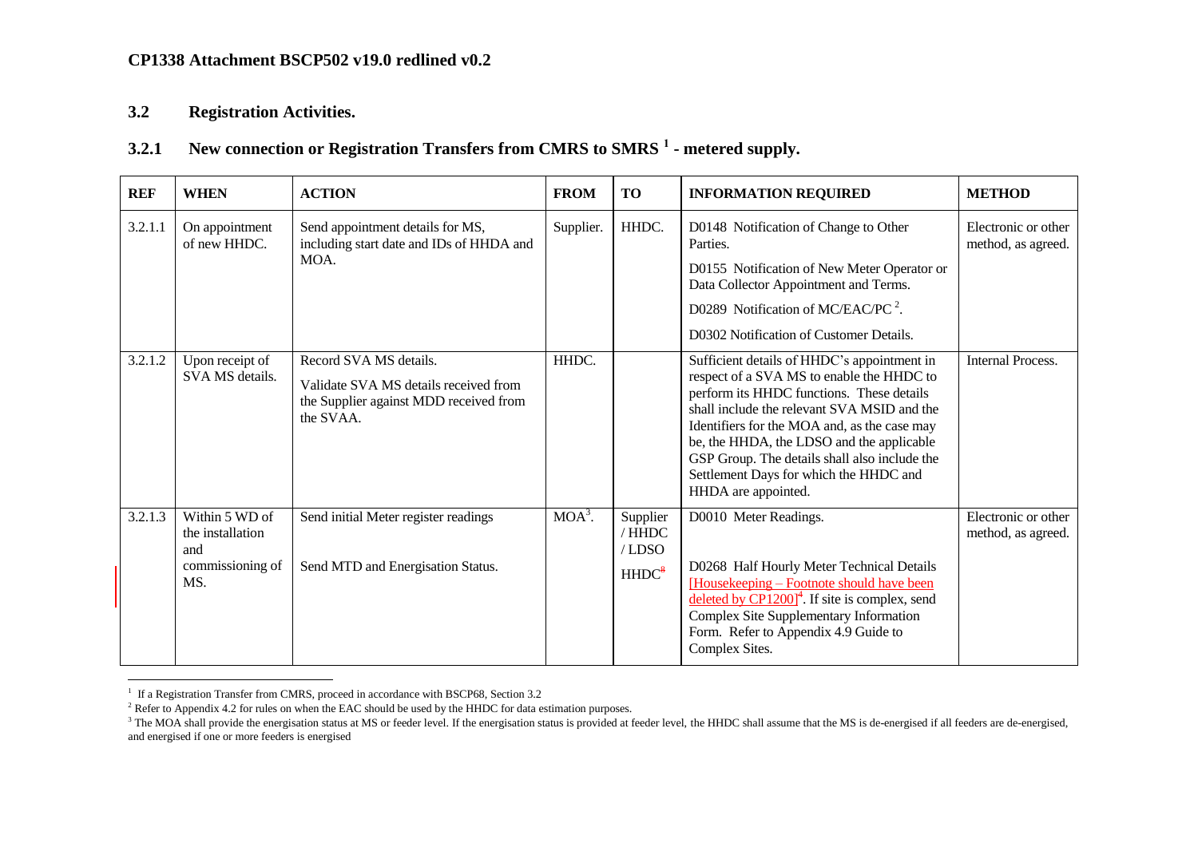CP1338 Attachment BSCP502 v19.0 redlined v0.2

## 3.2 Registration Activities.

### 3.2.1 New connection or Registration Transfers from CMRS to SMRS [1] - metered supply.

| REF | WHEN | ACTION | FROM | TO | INFORMATION REQUIRED | METHOD |
|---|---|---|---|---|---|---|
| 3.2.1.1 | On appointment of new HHDC. | Send appointment details for MS, including start date and IDs of HHDA and MOA. | Supplier. | HHDC. | D0148 Notification of Change to Other Parties.<br><br>D0155 Notification of New Meter Operator or Data Collector Appointment and Terms.<br><br>D0289 Notification of MC/EAC/PC [2].<br><br>D0302 Notification of Customer Details. | Electronic or other method, as agreed. |
| 3.2.1.2 | Upon receipt of SVA MS details. | Record SVA MS details.<br><br>Validate SVA MS details received from the Supplier against MDD received from the SVAA. | HHDC. | | Sufficient details of HHDC's appointment in respect of a SVA MS to enable the HHDC to perform its HHDC functions. These details shall include the relevant SVA MSID and the Identifiers for the MOA and, as the case may be, the HHDA, the LDSO and the applicable GSP Group. The details shall also include the Settlement Days for which the HHDC and HHDA are appointed. | Internal Process. |
| 3.2.1.3 | Within 5 WD of the installation and commissioning of MS. | Send initial Meter register readings<br><br>Send MTD and Energisation Status. | MOA[3]. | Supplier / HHDC / LDSO<br><br>HHDC[8] | D0010 Meter Readings.<br><br>D0268 Half Hourly Meter Technical Details [Housekeeping – Footnote should have been deleted by CP1200][4]. If site is complex, send Complex Site Supplementary Information Form. Refer to Appendix 4.9 Guide to Complex Sites. | Electronic or other method, as agreed. |

[1] If a Registration Transfer from CMRS, proceed in accordance with BSCP68, Section 3.2

[2] Refer to Appendix 4.2 for rules on when the EAC should be used by the HHDC for data estimation purposes.

[3] The MOA shall provide the energisation status at MS or feeder level. If the energisation status is provided at feeder level, the HHDC shall assume that the MS is de-energised if all feeders are de-energised, and energised if one or more feeders is energised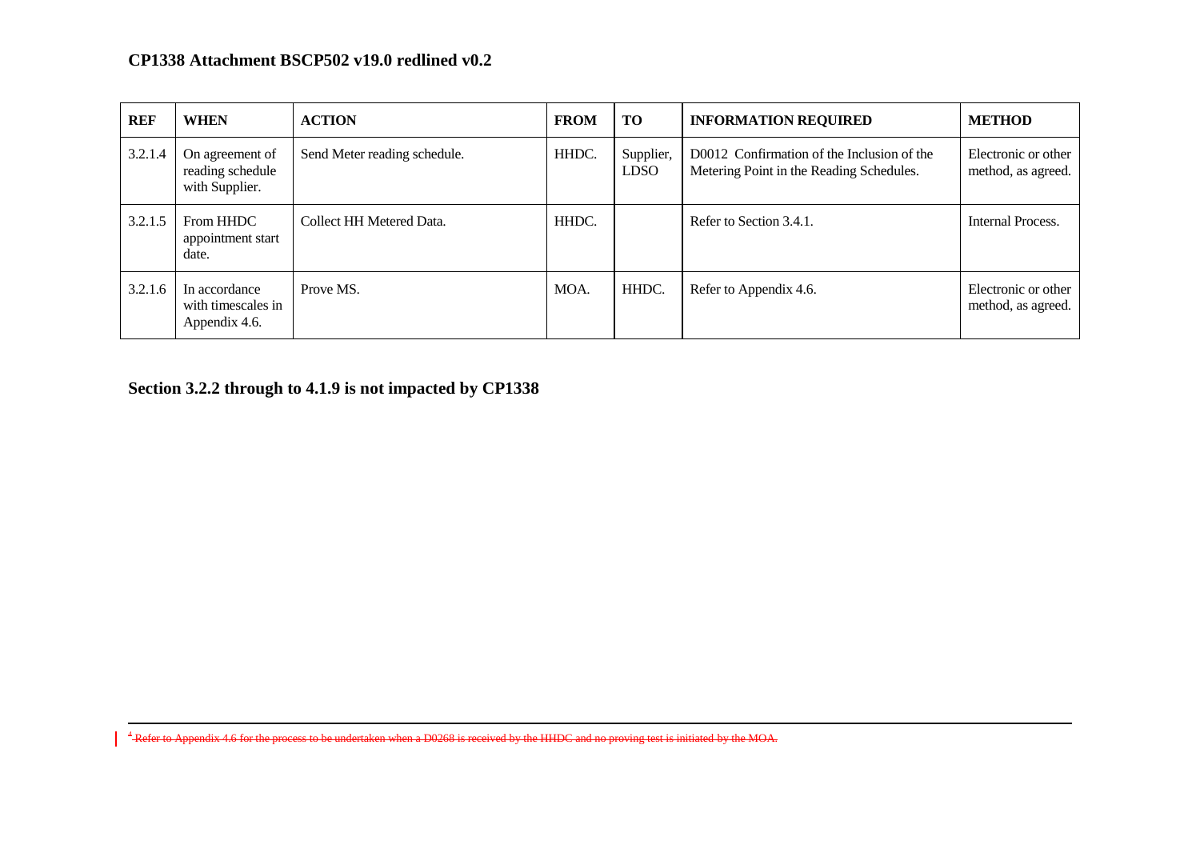**CP1338 Attachment BSCP502 v19.0 redlined v0.2**

| REF | WHEN | ACTION | FROM | TO | INFORMATION REQUIRED | METHOD |
|---|---|---|---|---|---|---|
| 3.2.1.4 | On agreement of reading schedule with Supplier. | Send Meter reading schedule. | HHDC. | Supplier, LDSO | D0012 Confirmation of the Inclusion of the Metering Point in the Reading Schedules. | Electronic or other method, as agreed. |
| 3.2.1.5 | From HHDC appointment start date. | Collect HH Metered Data. | HHDC. | | Refer to Section 3.4.1. | Internal Process. |
| 3.2.1.6 | In accordance with timescales in Appendix 4.6. | Prove MS. | MOA. | HHDC. | Refer to Appendix 4.6. | Electronic or other method, as agreed. |

**Section 3.2.2 through to 4.1.9 is not impacted by CP1338**

---

[4] ~~Refer to Appendix 4.6 for the process to be undertaken when a D0268 is received by the HHDC and no proving test is initiated by the MOA.~~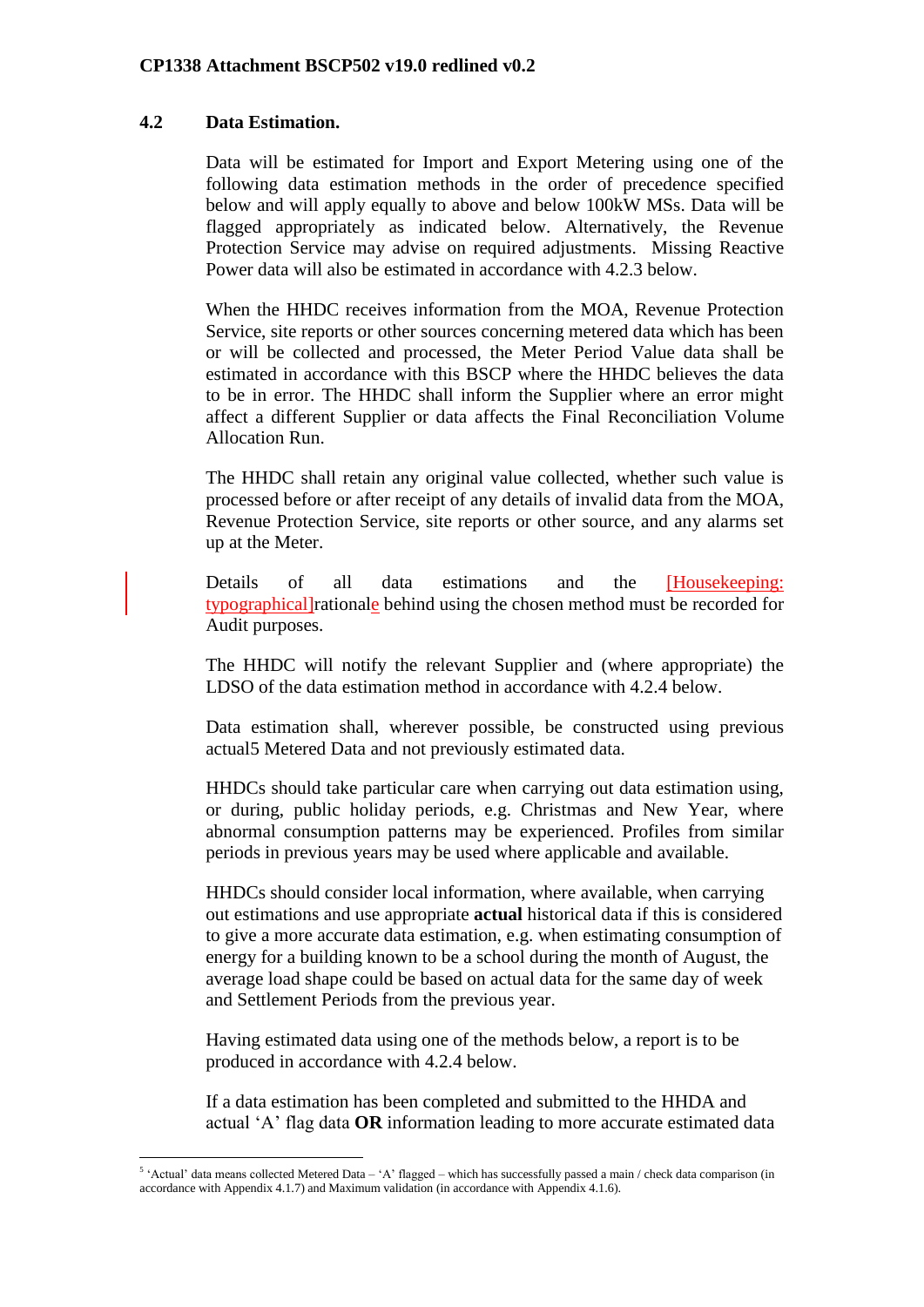## 4.2 Data Estimation.

Data will be estimated for Import and Export Metering using one of the following data estimation methods in the order of precedence specified below and will apply equally to above and below 100kW MSs. Data will be flagged appropriately as indicated below. Alternatively, the Revenue Protection Service may advise on required adjustments. Missing Reactive Power data will also be estimated in accordance with 4.2.3 below.

When the HHDC receives information from the MOA, Revenue Protection Service, site reports or other sources concerning metered data which has been or will be collected and processed, the Meter Period Value data shall be estimated in accordance with this BSCP where the HHDC believes the data to be in error. The HHDC shall inform the Supplier where an error might affect a different Supplier or data affects the Final Reconciliation Volume Allocation Run.

The HHDC shall retain any original value collected, whether such value is processed before or after receipt of any details of invalid data from the MOA, Revenue Protection Service, site reports or other source, and any alarms set up at the Meter.

Details of all data estimations and the [Housekeeping: typographical]rationale behind using the chosen method must be recorded for Audit purposes.

The HHDC will notify the relevant Supplier and (where appropriate) the LDSO of the data estimation method in accordance with 4.2.4 below.

Data estimation shall, wherever possible, be constructed using previous actual[5] Metered Data and not previously estimated data.

HHDCs should take particular care when carrying out data estimation using, or during, public holiday periods, e.g. Christmas and New Year, where abnormal consumption patterns may be experienced. Profiles from similar periods in previous years may be used where applicable and available.

HHDCs should consider local information, where available, when carrying out estimations and use appropriate **actual** historical data if this is considered to give a more accurate data estimation, e.g. when estimating consumption of energy for a building known to be a school during the month of August, the average load shape could be based on actual data for the same day of week and Settlement Periods from the previous year.

Having estimated data using one of the methods below, a report is to be produced in accordance with 4.2.4 below.

If a data estimation has been completed and submitted to the HHDA and actual 'A' flag data **OR** information leading to more accurate estimated data

[5] 'Actual' data means collected Metered Data – 'A' flagged – which has successfully passed a main / check data comparison (in accordance with Appendix 4.1.7) and Maximum validation (in accordance with Appendix 4.1.6).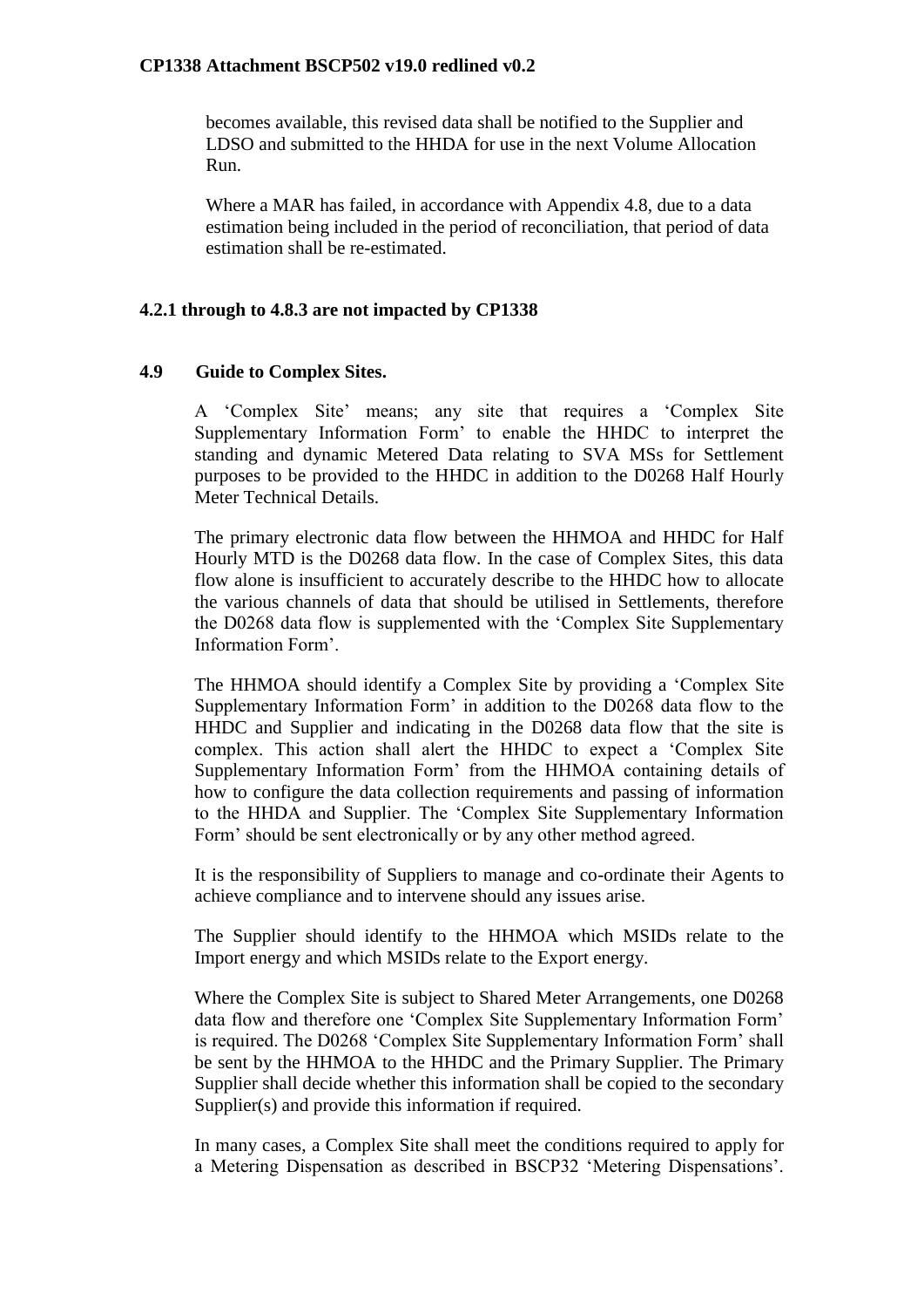becomes available, this revised data shall be notified to the Supplier and LDSO and submitted to the HHDA for use in the next Volume Allocation Run.

Where a MAR has failed, in accordance with Appendix 4.8, due to a data estimation being included in the period of reconciliation, that period of data estimation shall be re-estimated.

**4.2.1 through to 4.8.3 are not impacted by CP1338**

## 4.9 Guide to Complex Sites.

A 'Complex Site' means; any site that requires a 'Complex Site Supplementary Information Form' to enable the HHDC to interpret the standing and dynamic Metered Data relating to SVA MSs for Settlement purposes to be provided to the HHDC in addition to the D0268 Half Hourly Meter Technical Details.

The primary electronic data flow between the HHMOA and HHDC for Half Hourly MTD is the D0268 data flow. In the case of Complex Sites, this data flow alone is insufficient to accurately describe to the HHDC how to allocate the various channels of data that should be utilised in Settlements, therefore the D0268 data flow is supplemented with the 'Complex Site Supplementary Information Form'.

The HHMOA should identify a Complex Site by providing a 'Complex Site Supplementary Information Form' in addition to the D0268 data flow to the HHDC and Supplier and indicating in the D0268 data flow that the site is complex. This action shall alert the HHDC to expect a 'Complex Site Supplementary Information Form' from the HHMOA containing details of how to configure the data collection requirements and passing of information to the HHDA and Supplier. The 'Complex Site Supplementary Information Form' should be sent electronically or by any other method agreed.

It is the responsibility of Suppliers to manage and co-ordinate their Agents to achieve compliance and to intervene should any issues arise.

The Supplier should identify to the HHMOA which MSIDs relate to the Import energy and which MSIDs relate to the Export energy.

Where the Complex Site is subject to Shared Meter Arrangements, one D0268 data flow and therefore one 'Complex Site Supplementary Information Form' is required. The D0268 'Complex Site Supplementary Information Form' shall be sent by the HHMOA to the HHDC and the Primary Supplier. The Primary Supplier shall decide whether this information shall be copied to the secondary Supplier(s) and provide this information if required.

In many cases, a Complex Site shall meet the conditions required to apply for a Metering Dispensation as described in BSCP32 'Metering Dispensations'.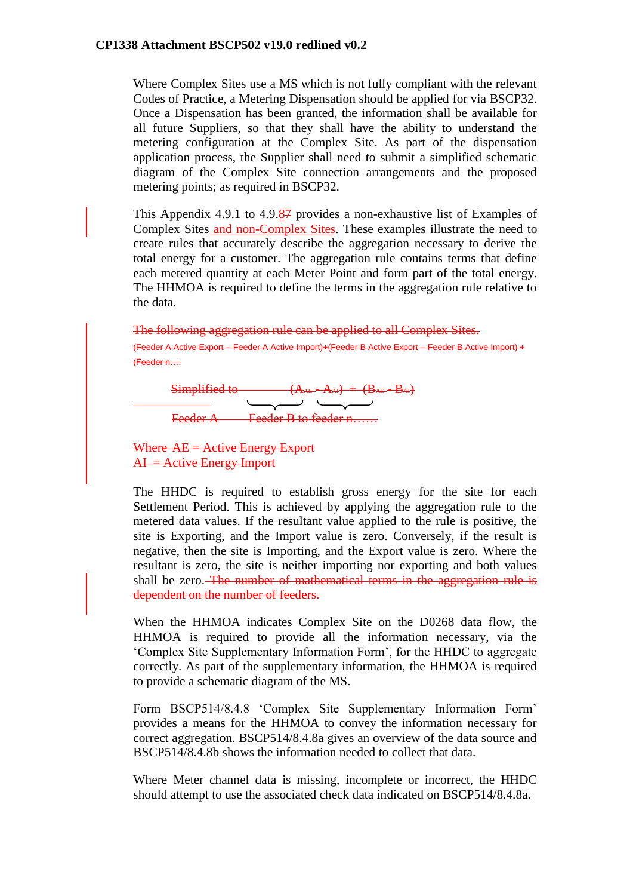Where Complex Sites use a MS which is not fully compliant with the relevant Codes of Practice, a Metering Dispensation should be applied for via BSCP32. Once a Dispensation has been granted, the information shall be available for all future Suppliers, so that they shall have the ability to understand the metering configuration at the Complex Site. As part of the dispensation application process, the Supplier shall need to submit a simplified schematic diagram of the Complex Site connection arrangements and the proposed metering points; as required in BSCP32.

This Appendix 4.9.1 to 4.9.~~7~~8 provides a non-exhaustive list of Examples of Complex Sites and non-Complex Sites. These examples illustrate the need to create rules that accurately describe the aggregation necessary to derive the total energy for a customer. The aggregation rule contains terms that define each metered quantity at each Meter Point and form part of the total energy. The HHMOA is required to define the terms in the aggregation rule relative to the data.

~~The following aggregation rule can be applied to all Complex Sites.~~

~~(Feeder A Active Export – Feeder A Active Import)+(Feeder B Active Export – Feeder B Active Import) + (Feeder n….~~

~~Simplified to $(A_{AE} - A_{AI}) + (B_{AE} - B_{AI})$~~

~~Feeder A  Feeder B to feeder n……~~

~~Where AE = Active Energy Export~~
~~AI = Active Energy Import~~

The HHDC is required to establish gross energy for the site for each Settlement Period. This is achieved by applying the aggregation rule to the metered data values. If the resultant value applied to the rule is positive, the site is Exporting, and the Import value is zero. Conversely, if the result is negative, then the site is Importing, and the Export value is zero. Where the resultant is zero, the site is neither importing nor exporting and both values shall be zero. ~~The number of mathematical terms in the aggregation rule is dependent on the number of feeders.~~

When the HHMOA indicates Complex Site on the D0268 data flow, the HHMOA is required to provide all the information necessary, via the 'Complex Site Supplementary Information Form', for the HHDC to aggregate correctly. As part of the supplementary information, the HHMOA is required to provide a schematic diagram of the MS.

Form BSCP514/8.4.8 'Complex Site Supplementary Information Form' provides a means for the HHMOA to convey the information necessary for correct aggregation. BSCP514/8.4.8a gives an overview of the data source and BSCP514/8.4.8b shows the information needed to collect that data.

Where Meter channel data is missing, incomplete or incorrect, the HHDC should attempt to use the associated check data indicated on BSCP514/8.4.8a.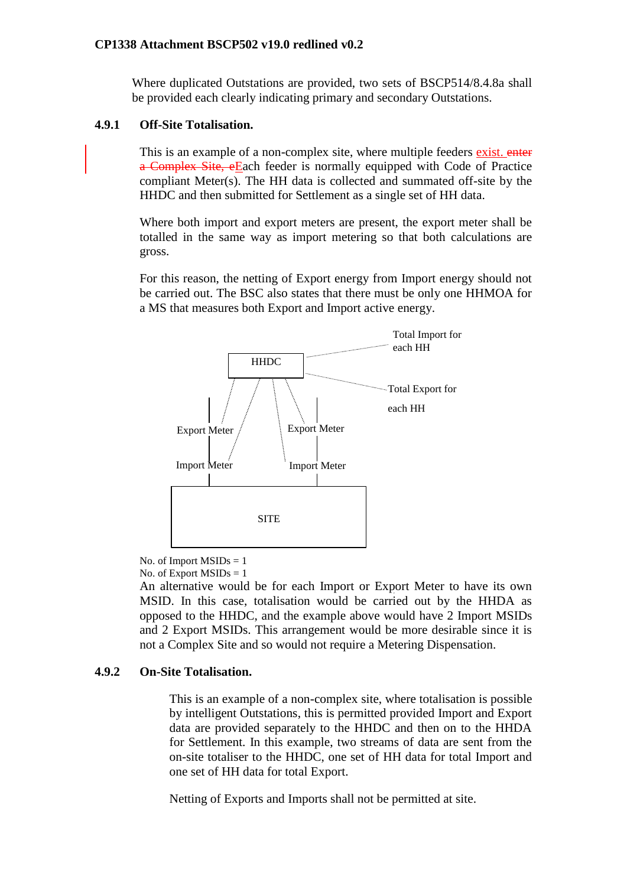Where duplicated Outstations are provided, two sets of BSCP514/8.4.8a shall be provided each clearly indicating primary and secondary Outstations.

### 4.9.1 Off-Site Totalisation.

This is an example of a non-complex site, where multiple feeders exist. ~~enter a Complex Site, e~~Each feeder is normally equipped with Code of Practice compliant Meter(s). The HH data is collected and summated off-site by the HHDC and then submitted for Settlement as a single set of HH data.

Where both import and export meters are present, the export meter shall be totalled in the same way as import metering so that both calculations are gross.

For this reason, the netting of Export energy from Import energy should not be carried out. The BSC also states that there must be only one HHMOA for a MS that measures both Export and Import active energy.

HHDC

Total Import for each HH

Total Export for each HH

Export Meter

Import Meter

Export Meter

Import Meter

SITE

No. of Import MSIDs = 1
No. of Export MSIDs = 1

An alternative would be for each Import or Export Meter to have its own MSID. In this case, totalisation would be carried out by the HHDA as opposed to the HHDC, and the example above would have 2 Import MSIDs and 2 Export MSIDs. This arrangement would be more desirable since it is not a Complex Site and so would not require a Metering Dispensation.

### 4.9.2 On-Site Totalisation.

This is an example of a non-complex site, where totalisation is possible by intelligent Outstations, this is permitted provided Import and Export data are provided separately to the HHDC and then on to the HHDA for Settlement. In this example, two streams of data are sent from the on-site totaliser to the HHDC, one set of HH data for total Import and one set of HH data for total Export.

Netting of Exports and Imports shall not be permitted at site.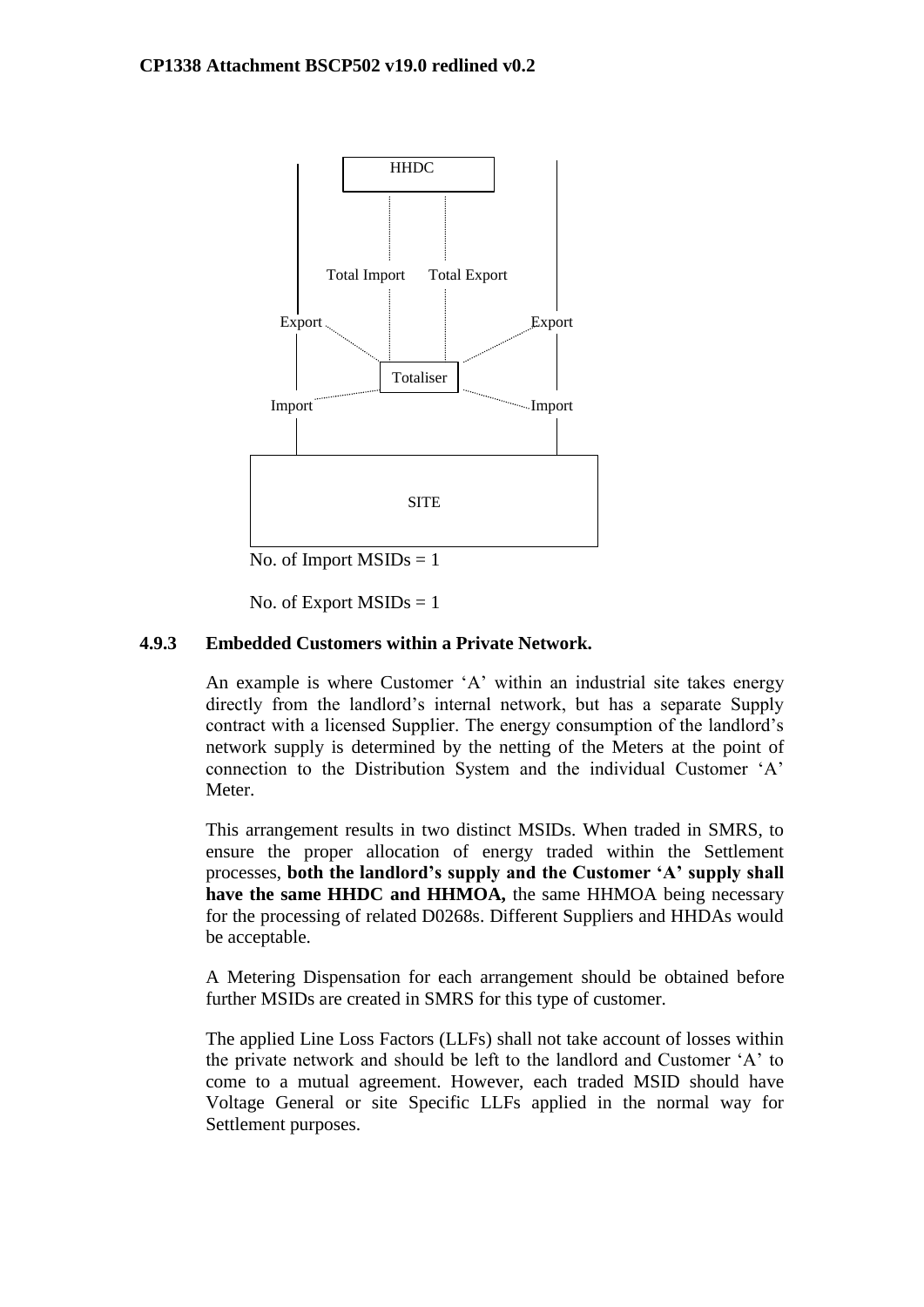HHDC

Total Import Total Export

Export Export

Totaliser

Import Import

SITE

No. of Import MSIDs = 1

No. of Export MSIDs = 1

### 4.9.3 Embedded Customers within a Private Network.

An example is where Customer 'A' within an industrial site takes energy directly from the landlord's internal network, but has a separate Supply contract with a licensed Supplier. The energy consumption of the landlord's network supply is determined by the netting of the Meters at the point of connection to the Distribution System and the individual Customer 'A' Meter.

This arrangement results in two distinct MSIDs. When traded in SMRS, to ensure the proper allocation of energy traded within the Settlement processes, **both the landlord's supply and the Customer 'A' supply shall have the same HHDC and HHMOA,** the same HHMOA being necessary for the processing of related D0268s. Different Suppliers and HHDAs would be acceptable.

A Metering Dispensation for each arrangement should be obtained before further MSIDs are created in SMRS for this type of customer.

The applied Line Loss Factors (LLFs) shall not take account of losses within the private network and should be left to the landlord and Customer 'A' to come to a mutual agreement. However, each traded MSID should have Voltage General or site Specific LLFs applied in the normal way for Settlement purposes.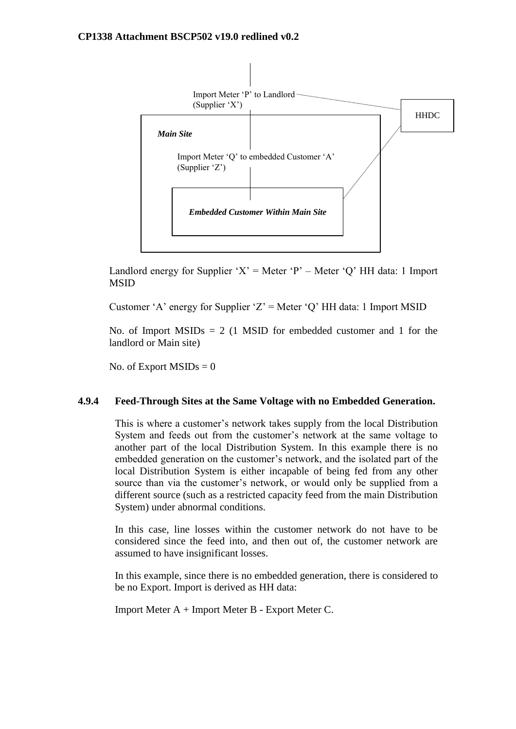Import Meter ‘P’ to Landlord (Supplier ‘X’)

HHDC

*Main Site*

Import Meter ‘Q’ to embedded Customer ‘A’ (Supplier ‘Z’)

*Embedded Customer Within Main Site*

Landlord energy for Supplier ‘X’ = Meter ‘P’ – Meter ‘Q’ HH data: 1 Import MSID

Customer ‘A’ energy for Supplier ‘Z’ = Meter ‘Q’ HH data: 1 Import MSID

No. of Import MSIDs = 2 (1 MSID for embedded customer and 1 for the landlord or Main site)

No. of Export MSIDs = 0

### 4.9.4 Feed-Through Sites at the Same Voltage with no Embedded Generation.

This is where a customer’s network takes supply from the local Distribution System and feeds out from the customer’s network at the same voltage to another part of the local Distribution System. In this example there is no embedded generation on the customer’s network, and the isolated part of the local Distribution System is either incapable of being fed from any other source than via the customer’s network, or would only be supplied from a different source (such as a restricted capacity feed from the main Distribution System) under abnormal conditions.

In this case, line losses within the customer network do not have to be considered since the feed into, and then out of, the customer network are assumed to have insignificant losses.

In this example, since there is no embedded generation, there is considered to be no Export. Import is derived as HH data:

Import Meter A + Import Meter B - Export Meter C.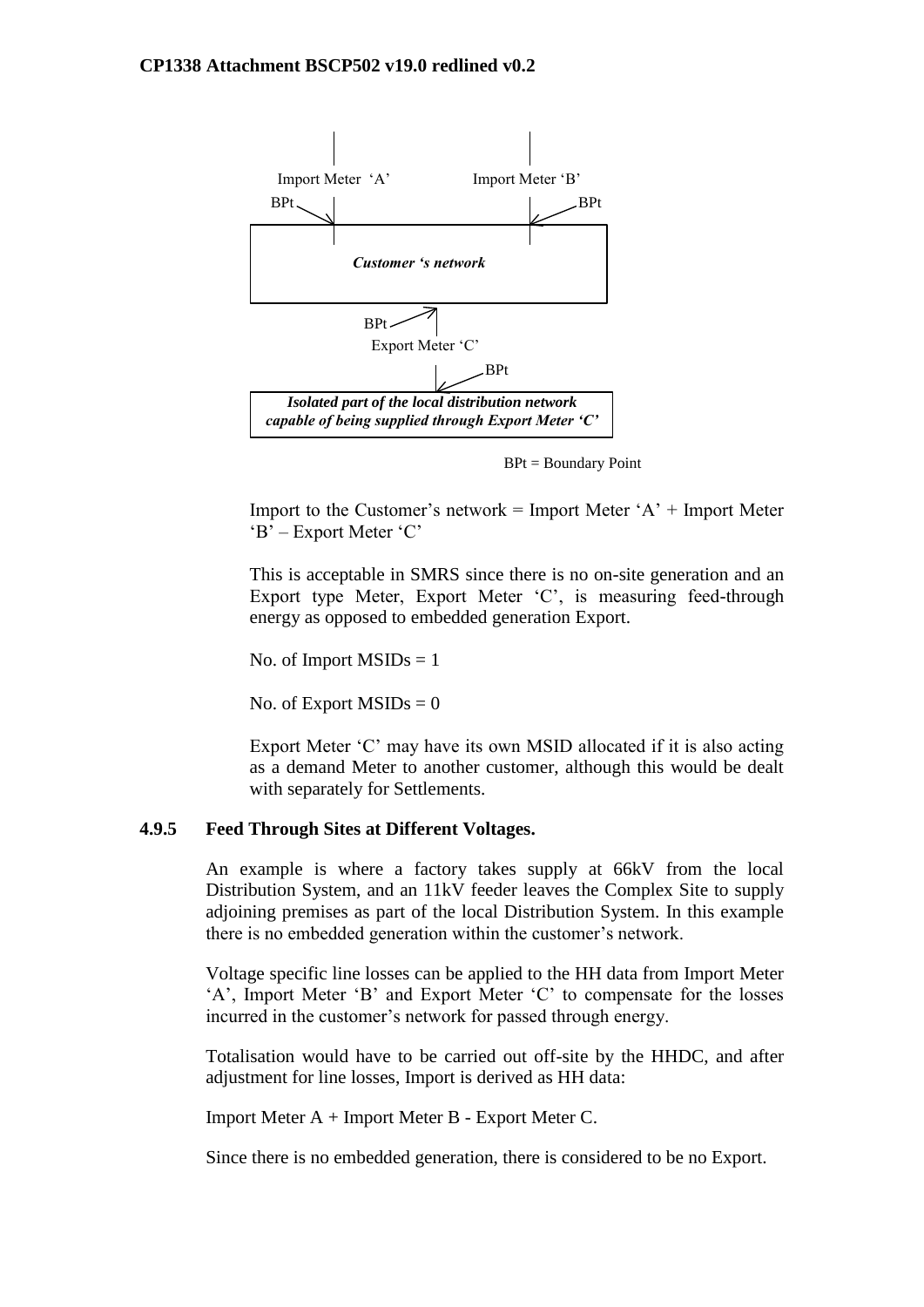Import Meter 'A'  Import Meter 'B'

BPt  BPt

*Customer 's network*

BPt

Export Meter 'C'

BPt

*Isolated part of the local distribution network capable of being supplied through Export Meter 'C'*

BPt = Boundary Point

Import to the Customer's network = Import Meter 'A' + Import Meter 'B' – Export Meter 'C'

This is acceptable in SMRS since there is no on-site generation and an Export type Meter, Export Meter 'C', is measuring feed-through energy as opposed to embedded generation Export.

No. of Import MSIDs = 1

No. of Export MSIDs = 0

Export Meter 'C' may have its own MSID allocated if it is also acting as a demand Meter to another customer, although this would be dealt with separately for Settlements.

### 4.9.5 Feed Through Sites at Different Voltages.

An example is where a factory takes supply at 66kV from the local Distribution System, and an 11kV feeder leaves the Complex Site to supply adjoining premises as part of the local Distribution System. In this example there is no embedded generation within the customer's network.

Voltage specific line losses can be applied to the HH data from Import Meter 'A', Import Meter 'B' and Export Meter 'C' to compensate for the losses incurred in the customer's network for passed through energy.

Totalisation would have to be carried out off-site by the HHDC, and after adjustment for line losses, Import is derived as HH data:

Import Meter A + Import Meter B - Export Meter C.

Since there is no embedded generation, there is considered to be no Export.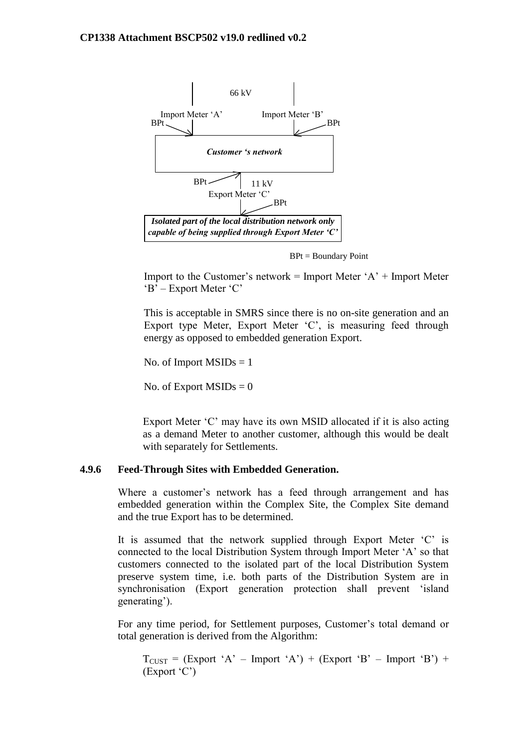66 kV

Import Meter 'A' Import Meter 'B'

BPt BPt

***Customer 's network***

BPt 11 kV

Export Meter 'C'

BPt

***Isolated part of the local distribution network only capable of being supplied through Export Meter 'C'***

BPt = Boundary Point

Import to the Customer's network = Import Meter 'A' + Import Meter 'B' – Export Meter 'C'

This is acceptable in SMRS since there is no on-site generation and an Export type Meter, Export Meter 'C', is measuring feed through energy as opposed to embedded generation Export.

No. of Import MSIDs = 1

No. of Export MSIDs = 0

Export Meter 'C' may have its own MSID allocated if it is also acting as a demand Meter to another customer, although this would be dealt with separately for Settlements.

### 4.9.6 Feed-Through Sites with Embedded Generation.

Where a customer's network has a feed through arrangement and has embedded generation within the Complex Site, the Complex Site demand and the true Export has to be determined.

It is assumed that the network supplied through Export Meter 'C' is connected to the local Distribution System through Import Meter 'A' so that customers connected to the isolated part of the local Distribution System preserve system time, i.e. both parts of the Distribution System are in synchronisation (Export generation protection shall prevent 'island generating').

For any time period, for Settlement purposes, Customer's total demand or total generation is derived from the Algorithm:

$T_{CUST}$ = (Export 'A' – Import 'A') + (Export 'B' – Import 'B') + (Export 'C')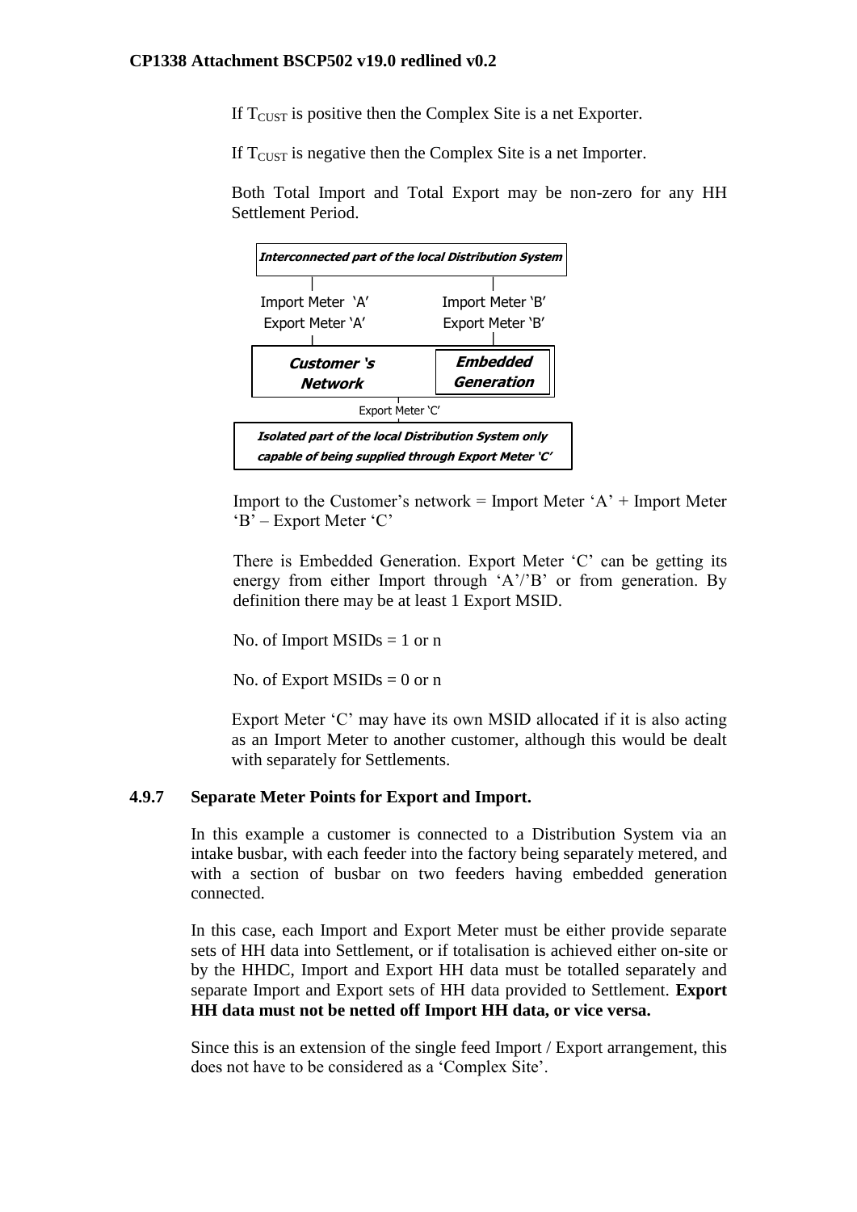If $T_{CUST}$ is positive then the Complex Site is a net Exporter.

If $T_{CUST}$ is negative then the Complex Site is a net Importer.

Both Total Import and Total Export may be non-zero for any HH Settlement Period.

***Interconnected part of the local Distribution System***

Import Meter 'A'
Export Meter 'A'

Import Meter 'B'
Export Meter 'B'

***Customer 's Network***

***Embedded Generation***

Export Meter 'C'

***Isolated part of the local Distribution System only capable of being supplied through Export Meter 'C'***

Import to the Customer's network = Import Meter 'A' + Import Meter 'B' – Export Meter 'C'

There is Embedded Generation. Export Meter 'C' can be getting its energy from either Import through 'A'/'B' or from generation. By definition there may be at least 1 Export MSID.

No. of Import MSIDs = 1 or n

No. of Export MSIDs = 0 or n

Export Meter 'C' may have its own MSID allocated if it is also acting as an Import Meter to another customer, although this would be dealt with separately for Settlements.

### 4.9.7 Separate Meter Points for Export and Import.

In this example a customer is connected to a Distribution System via an intake busbar, with each feeder into the factory being separately metered, and with a section of busbar on two feeders having embedded generation connected.

In this case, each Import and Export Meter must be either provide separate sets of HH data into Settlement, or if totalisation is achieved either on-site or by the HHDC, Import and Export HH data must be totalled separately and separate Import and Export sets of HH data provided to Settlement. **Export HH data must not be netted off Import HH data, or vice versa.**

Since this is an extension of the single feed Import / Export arrangement, this does not have to be considered as a 'Complex Site'.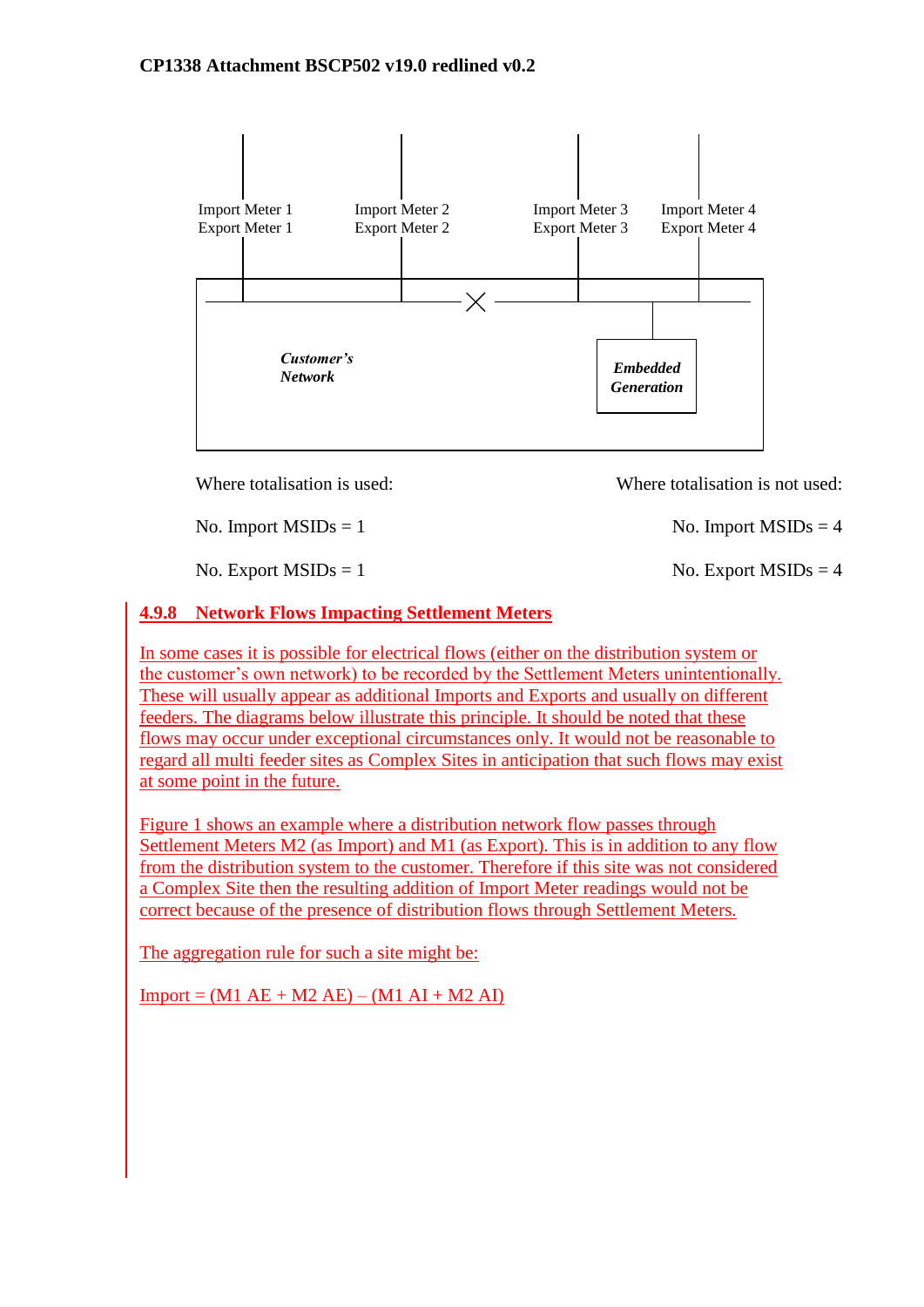Import Meter 1
Export Meter 1

Import Meter 2
Export Meter 2

Import Meter 3
Export Meter 3

Import Meter 4
Export Meter 4

*Customer's Network*

*Embedded Generation*

| Where totalisation is used: | Where totalisation is not used: |
|---|---|
| No. Import MSIDs = 1 | No. Import MSIDs = 4 |
| No. Export MSIDs = 1 | No. Export MSIDs = 4 |

### 4.9.8 Network Flows Impacting Settlement Meters

In some cases it is possible for electrical flows (either on the distribution system or the customer's own network) to be recorded by the Settlement Meters unintentionally. These will usually appear as additional Imports and Exports and usually on different feeders. The diagrams below illustrate this principle. It should be noted that these flows may occur under exceptional circumstances only. It would not be reasonable to regard all multi feeder sites as Complex Sites in anticipation that such flows may exist at some point in the future.

Figure 1 shows an example where a distribution network flow passes through Settlement Meters M2 (as Import) and M1 (as Export). This is in addition to any flow from the distribution system to the customer. Therefore if this site was not considered a Complex Site then the resulting addition of Import Meter readings would not be correct because of the presence of distribution flows through Settlement Meters.

The aggregation rule for such a site might be:

Import = (M1 AE + M2 AE) – (M1 AI + M2 AI)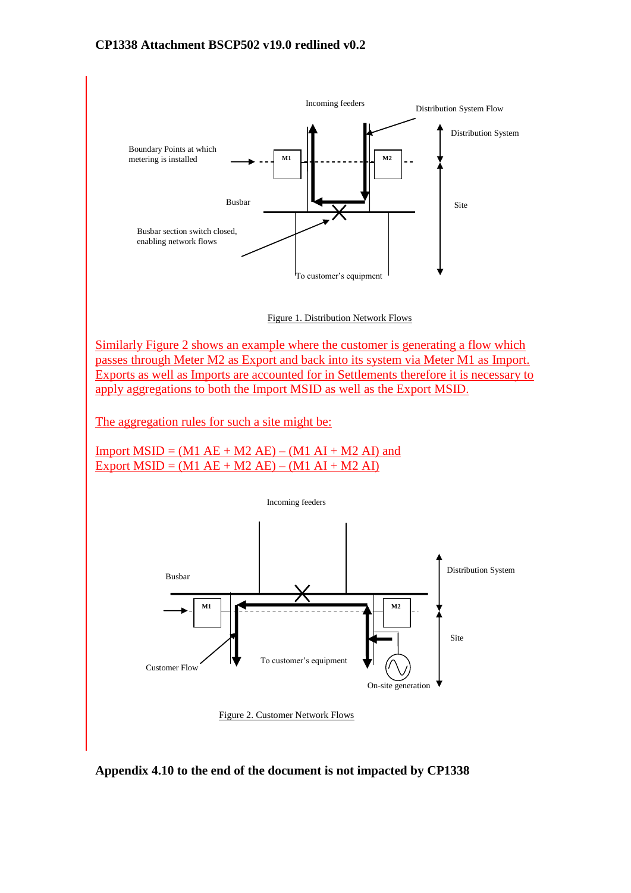Incoming feeders

Distribution System Flow

Distribution System

Boundary Points at which metering is installed

M1

M2

Busbar

Site

Busbar section switch closed, enabling network flows

To customer's equipment

Figure 1. Distribution Network Flows

Similarly Figure 2 shows an example where the customer is generating a flow which passes through Meter M2 as Export and back into its system via Meter M1 as Import. Exports as well as Imports are accounted for in Settlements therefore it is necessary to apply aggregations to both the Import MSID as well as the Export MSID.

The aggregation rules for such a site might be:

Import MSID = (M1 AE + M2 AE) – (M1 AI + M2 AI) and
Export MSID = (M1 AE + M2 AE) – (M1 AI + M2 AI)

Incoming feeders

Distribution System

Busbar

M1

M2

Site

Customer Flow

To customer's equipment

On-site generation

Figure 2. Customer Network Flows

**Appendix 4.10 to the end of the document is not impacted by CP1338**